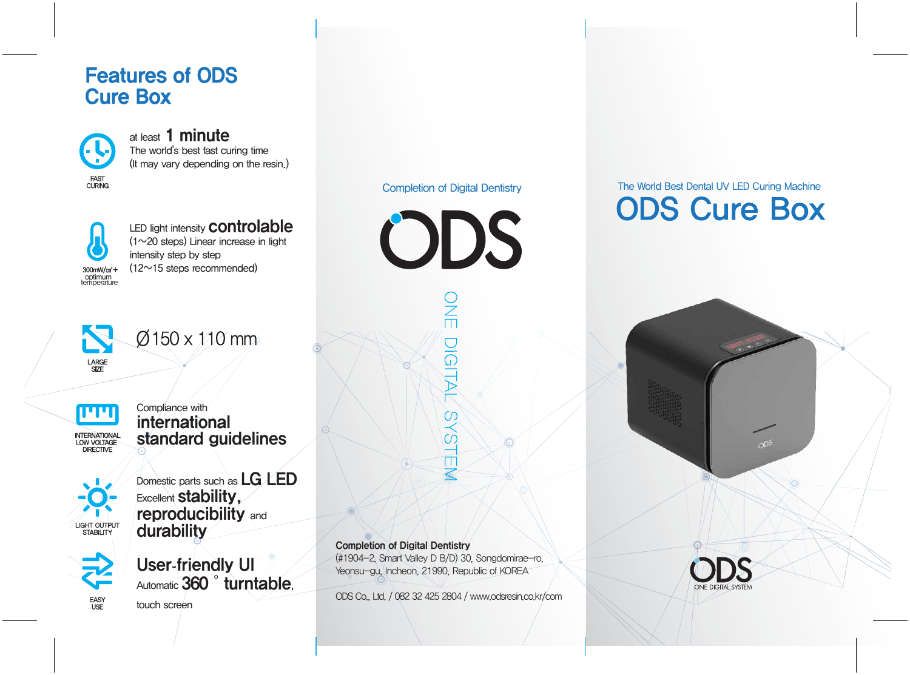# Features of ODS Cure Box

FAST CURING

at least **1 minute**
The world's best fast curing time
(It may vary depending on the resin.)

300mW/㎠ + optimum temperature

LED light intensity **controlable**
(1~20 steps) Linear increase in light intensity step by step
(12~15 steps recommended)

LARGE SIZE

Ø150 x 110 mm

INTERNATIONAL LOW VOLTAGE DIRECTIVE

Compliance with
**international standard guidelines**

LIGHT OUTPUT STABILITY

Domestic parts such as **LG LED**
Excellent **stability, reproducibility** and **durability**

EASY USE

**User-friendly UI**
Automatic **360° turntable**,
touch screen

---

Completion of Digital Dentistry

ODS

ONE DIGITAL SYSTEM

**Completion of Digital Dentistry**
(#1904-2, Smart Valley D B/D) 30, Songdomirae-ro, Yeonsu-gu, Incheon, 21990, Republic of KOREA

ODS Co., Ltd. / 082 32 425 2804 / www.odsresin.co.kr/com

---

The World Best Dental UV LED Curing Machine

# ODS Cure Box

ODS
ONE DIGITAL SYSTEM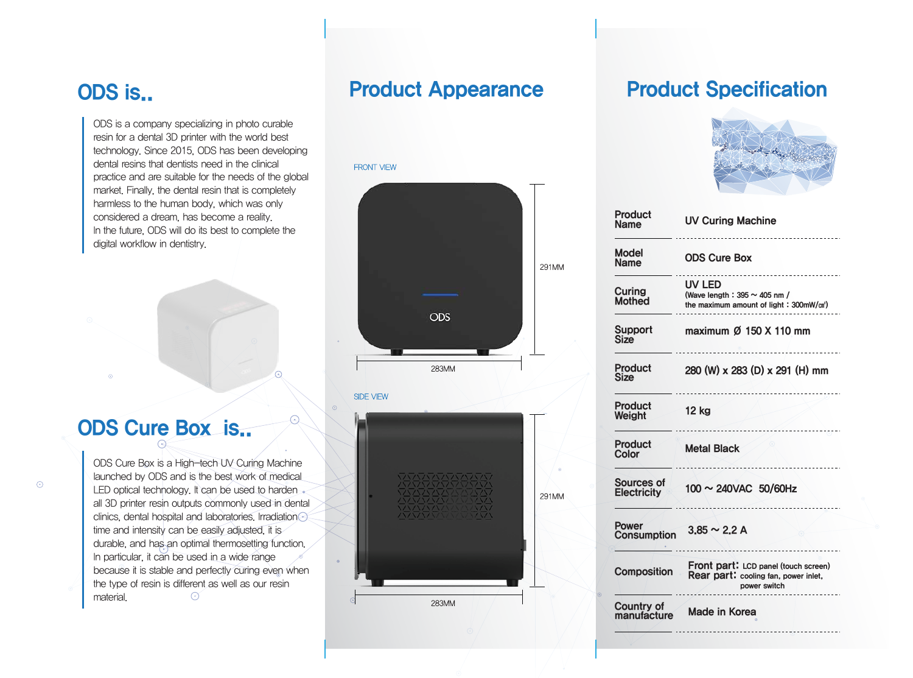## ODS is..

ODS is a company specializing in photo curable resin for a dental 3D printer with the world best technology. Since 2015, ODS has been developing dental resins that dentists need in the clinical practice and are suitable for the needs of the global market. Finally, the dental resin that is completely harmless to the human body, which was only considered a dream, has become a reality.
In the future, ODS will do its best to complete the digital workflow in dentistry.

## ODS Cure Box is..

ODS Cure Box is a High-tech UV Curing Machine launched by ODS and is the best work of medical LED optical technology. It can be used to harden all 3D printer resin outputs commonly used in dental clinics, dental hospital and laboratories. Irradiation time and intensity can be easily adjusted, it is durable, and has an optimal thermosetting function. In particular, it can be used in a wide range because it is stable and perfectly curing even when the type of resin is different as well as our resin material.

## Product Appearance

FRONT VIEW

ODS

291MM

283MM

SIDE VIEW

291MM

283MM

## Product Specification

| | |
|---|---|
| Product Name | UV Curing Machine |
| Model Name | ODS Cure Box |
| Curing Mothed | UV LED (Wave length : 395 ~ 405 nm / the maximum amount of light : 300mW/㎠) |
| Support Size | maximum Ø 150 X 110 mm |
| Product Size | 280 (W) x 283 (D) x 291 (H) mm |
| Product Weight | 12 kg |
| Product Color | Metal Black |
| Sources of Electricity | 100 ~ 240VAC 50/60Hz |
| Power Consumption | 3.85 ~ 2.2 A |
| Composition | **Front part:** LCD panel (touch screen) **Rear part:** cooling fan, power inlet, power switch |
| Country of manufacture | Made in Korea |